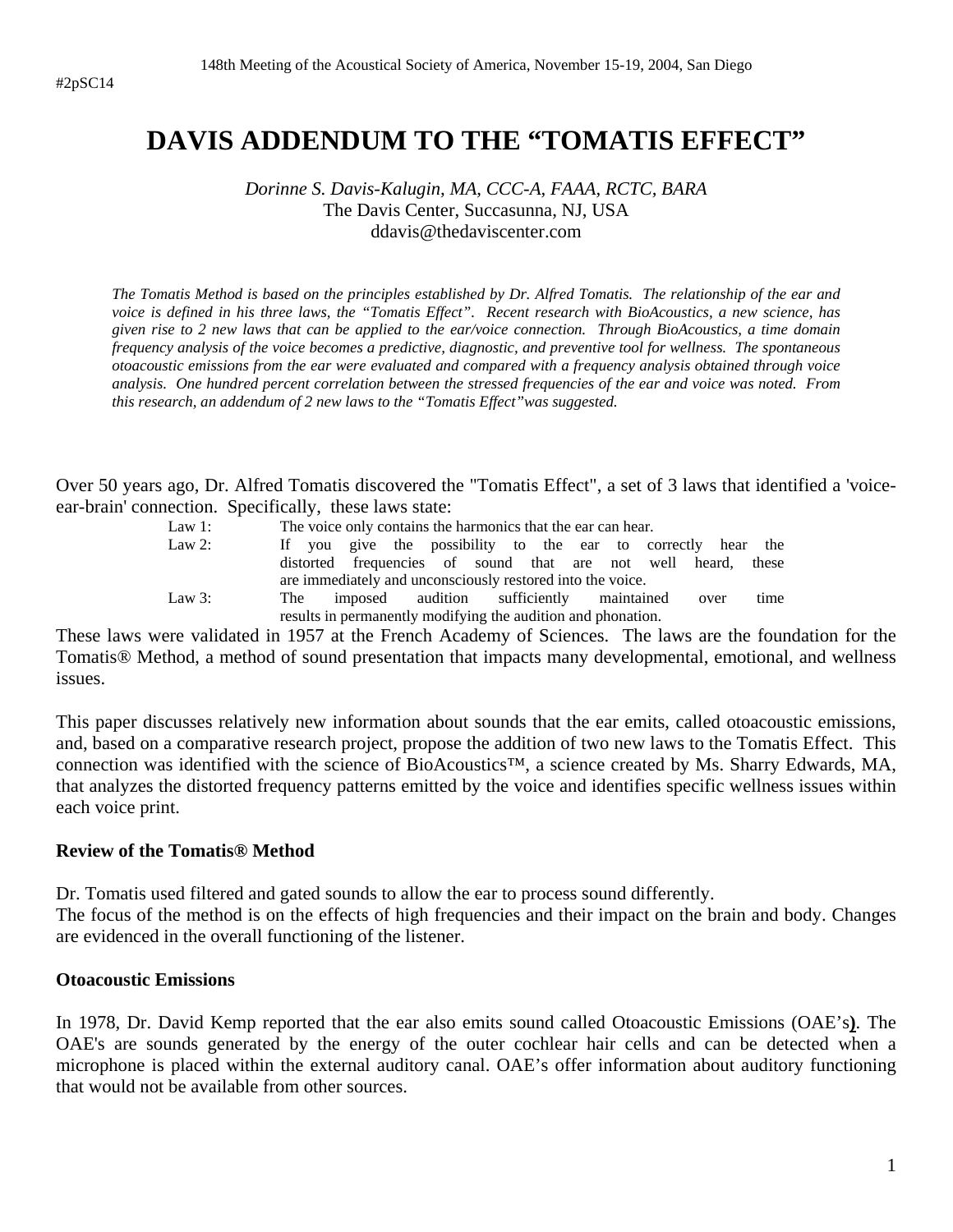#2pSC14

# DAVIS ADDENDUM TO THE "TOMATIS EFFECT"

*Dorinne S. Davis-Kalugin, MA, CCC-A, FAAA, RCTC, BARA*
The Davis Center, Succasunna, NJ, USA
ddavis@thedaviscenter.com

*The Tomatis Method is based on the principles established by Dr. Alfred Tomatis. The relationship of the ear and voice is defined in his three laws, the "Tomatis Effect". Recent research with BioAcoustics, a new science, has given rise to 2 new laws that can be applied to the ear/voice connection. Through BioAcoustics, a time domain frequency analysis of the voice becomes a predictive, diagnostic, and preventive tool for wellness. The spontaneous otoacoustic emissions from the ear were evaluated and compared with a frequency analysis obtained through voice analysis. One hundred percent correlation between the stressed frequencies of the ear and voice was noted. From this research, an addendum of 2 new laws to the "Tomatis Effect" was suggested.*

Over 50 years ago, Dr. Alfred Tomatis discovered the "Tomatis Effect", a set of 3 laws that identified a 'voice-ear-brain' connection. Specifically, these laws state:

- Law 1: The voice only contains the harmonics that the ear can hear.
- Law 2: If you give the possibility to the ear to correctly hear the distorted frequencies of sound that are not well heard, these are immediately and unconsciously restored into the voice.
- Law 3: The imposed audition sufficiently maintained over time results in permanently modifying the audition and phonation.

These laws were validated in 1957 at the French Academy of Sciences. The laws are the foundation for the Tomatis® Method, a method of sound presentation that impacts many developmental, emotional, and wellness issues.

This paper discusses relatively new information about sounds that the ear emits, called otoacoustic emissions, and, based on a comparative research project, propose the addition of two new laws to the Tomatis Effect. This connection was identified with the science of BioAcoustics™, a science created by Ms. Sharry Edwards, MA, that analyzes the distorted frequency patterns emitted by the voice and identifies specific wellness issues within each voice print.

**Review of the Tomatis® Method**

Dr. Tomatis used filtered and gated sounds to allow the ear to process sound differently.
The focus of the method is on the effects of high frequencies and their impact on the brain and body. Changes are evidenced in the overall functioning of the listener.

**Otoacoustic Emissions**

In 1978, Dr. David Kemp reported that the ear also emits sound called Otoacoustic Emissions (OAE's). The OAE's are sounds generated by the energy of the outer cochlear hair cells and can be detected when a microphone is placed within the external auditory canal. OAE's offer information about auditory functioning that would not be available from other sources.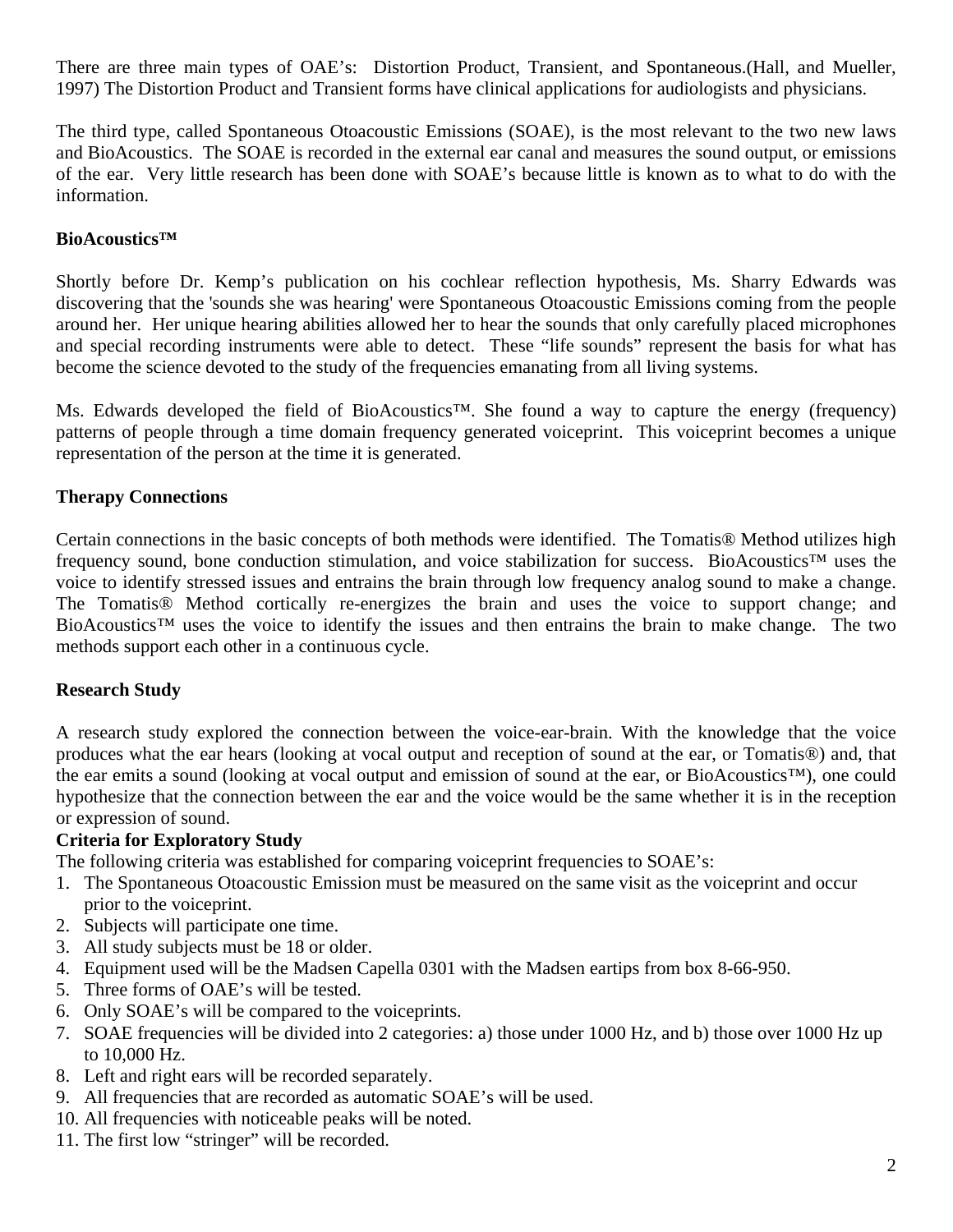There are three main types of OAE's: Distortion Product, Transient, and Spontaneous.(Hall, and Mueller, 1997) The Distortion Product and Transient forms have clinical applications for audiologists and physicians.

The third type, called Spontaneous Otoacoustic Emissions (SOAE), is the most relevant to the two new laws and BioAcoustics. The SOAE is recorded in the external ear canal and measures the sound output, or emissions of the ear. Very little research has been done with SOAE's because little is known as to what to do with the information.

**BioAcoustics™**

Shortly before Dr. Kemp's publication on his cochlear reflection hypothesis, Ms. Sharry Edwards was discovering that the 'sounds she was hearing' were Spontaneous Otoacoustic Emissions coming from the people around her. Her unique hearing abilities allowed her to hear the sounds that only carefully placed microphones and special recording instruments were able to detect. These "life sounds" represent the basis for what has become the science devoted to the study of the frequencies emanating from all living systems.

Ms. Edwards developed the field of BioAcoustics™. She found a way to capture the energy (frequency) patterns of people through a time domain frequency generated voiceprint. This voiceprint becomes a unique representation of the person at the time it is generated.

**Therapy Connections**

Certain connections in the basic concepts of both methods were identified. The Tomatis® Method utilizes high frequency sound, bone conduction stimulation, and voice stabilization for success. BioAcoustics™ uses the voice to identify stressed issues and entrains the brain through low frequency analog sound to make a change. The Tomatis® Method cortically re-energizes the brain and uses the voice to support change; and BioAcoustics™ uses the voice to identify the issues and then entrains the brain to make change. The two methods support each other in a continuous cycle.

**Research Study**

A research study explored the connection between the voice-ear-brain. With the knowledge that the voice produces what the ear hears (looking at vocal output and reception of sound at the ear, or Tomatis®) and, that the ear emits a sound (looking at vocal output and emission of sound at the ear, or BioAcoustics™), one could hypothesize that the connection between the ear and the voice would be the same whether it is in the reception or expression of sound.

**Criteria for Exploratory Study**

The following criteria was established for comparing voiceprint frequencies to SOAE's:

1. The Spontaneous Otoacoustic Emission must be measured on the same visit as the voiceprint and occur prior to the voiceprint.
2. Subjects will participate one time.
3. All study subjects must be 18 or older.
4. Equipment used will be the Madsen Capella 0301 with the Madsen eartips from box 8-66-950.
5. Three forms of OAE's will be tested.
6. Only SOAE's will be compared to the voiceprints.
7. SOAE frequencies will be divided into 2 categories: a) those under 1000 Hz, and b) those over 1000 Hz up to 10,000 Hz.
8. Left and right ears will be recorded separately.
9. All frequencies that are recorded as automatic SOAE's will be used.
10. All frequencies with noticeable peaks will be noted.
11. The first low "stringer" will be recorded.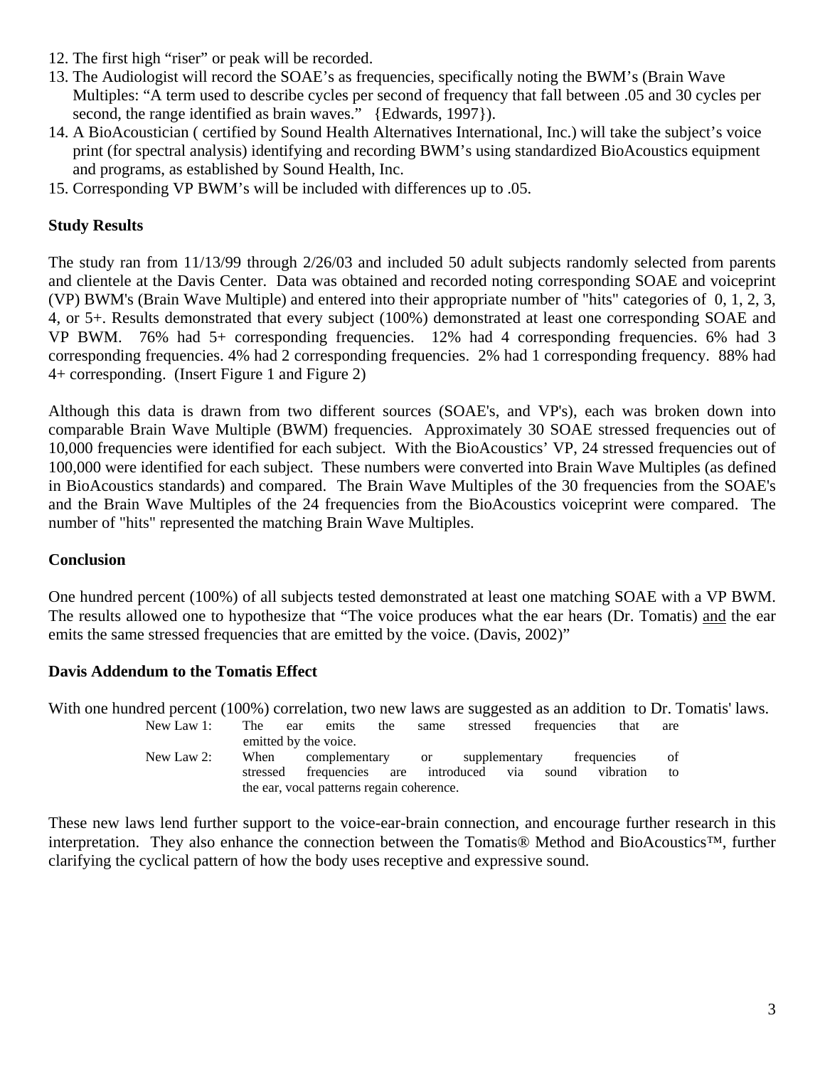12. The first high “riser” or peak will be recorded.
13. The Audiologist will record the SOAE’s as frequencies, specifically noting the BWM’s (Brain Wave Multiples: “A term used to describe cycles per second of frequency that fall between .05 and 30 cycles per second, the range identified as brain waves.” {Edwards, 1997}).
14. A BioAcoustician ( certified by Sound Health Alternatives International, Inc.) will take the subject’s voice print (for spectral analysis) identifying and recording BWM’s using standardized BioAcoustics equipment and programs, as established by Sound Health, Inc.
15. Corresponding VP BWM’s will be included with differences up to .05.

**Study Results**

The study ran from 11/13/99 through 2/26/03 and included 50 adult subjects randomly selected from parents and clientele at the Davis Center. Data was obtained and recorded noting corresponding SOAE and voiceprint (VP) BWM's (Brain Wave Multiple) and entered into their appropriate number of "hits" categories of 0, 1, 2, 3, 4, or 5+. Results demonstrated that every subject (100%) demonstrated at least one corresponding SOAE and VP BWM. 76% had 5+ corresponding frequencies. 12% had 4 corresponding frequencies. 6% had 3 corresponding frequencies. 4% had 2 corresponding frequencies. 2% had 1 corresponding frequency. 88% had 4+ corresponding. (Insert Figure 1 and Figure 2)

Although this data is drawn from two different sources (SOAE's, and VP's), each was broken down into comparable Brain Wave Multiple (BWM) frequencies. Approximately 30 SOAE stressed frequencies out of 10,000 frequencies were identified for each subject. With the BioAcoustics’ VP, 24 stressed frequencies out of 100,000 were identified for each subject. These numbers were converted into Brain Wave Multiples (as defined in BioAcoustics standards) and compared. The Brain Wave Multiples of the 30 frequencies from the SOAE's and the Brain Wave Multiples of the 24 frequencies from the BioAcoustics voiceprint were compared. The number of "hits" represented the matching Brain Wave Multiples.

**Conclusion**

One hundred percent (100%) of all subjects tested demonstrated at least one matching SOAE with a VP BWM. The results allowed one to hypothesize that “The voice produces what the ear hears (Dr. Tomatis) and the ear emits the same stressed frequencies that are emitted by the voice. (Davis, 2002)”

**Davis Addendum to the Tomatis Effect**

With one hundred percent (100%) correlation, two new laws are suggested as an addition to Dr. Tomatis' laws.

New Law 1: The ear emits the same stressed frequencies that are emitted by the voice.

New Law 2: When complementary or supplementary frequencies of stressed frequencies are introduced via sound vibration to the ear, vocal patterns regain coherence.

These new laws lend further support to the voice-ear-brain connection, and encourage further research in this interpretation. They also enhance the connection between the Tomatis® Method and BioAcoustics™, further clarifying the cyclical pattern of how the body uses receptive and expressive sound.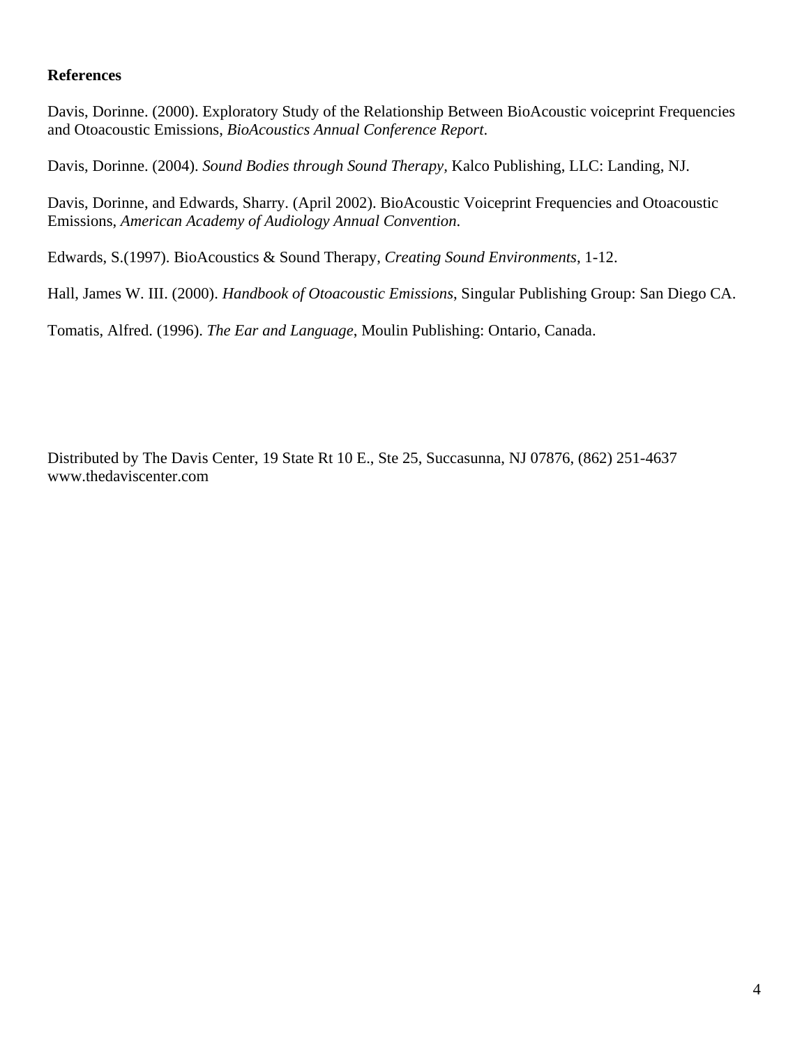**References**

Davis, Dorinne. (2000). Exploratory Study of the Relationship Between BioAcoustic voiceprint Frequencies and Otoacoustic Emissions, *BioAcoustics Annual Conference Report*.

Davis, Dorinne. (2004). *Sound Bodies through Sound Therapy*, Kalco Publishing, LLC: Landing, NJ.

Davis, Dorinne, and Edwards, Sharry. (April 2002). BioAcoustic Voiceprint Frequencies and Otoacoustic Emissions, *American Academy of Audiology Annual Convention*.

Edwards, S.(1997). BioAcoustics & Sound Therapy, *Creating Sound Environments*, 1-12.

Hall, James W. III. (2000). *Handbook of Otoacoustic Emissions*, Singular Publishing Group: San Diego CA.

Tomatis, Alfred. (1996). *The Ear and Language*, Moulin Publishing: Ontario, Canada.

Distributed by The Davis Center, 19 State Rt 10 E., Ste 25, Succasunna, NJ 07876, (862) 251-4637
www.thedaviscenter.com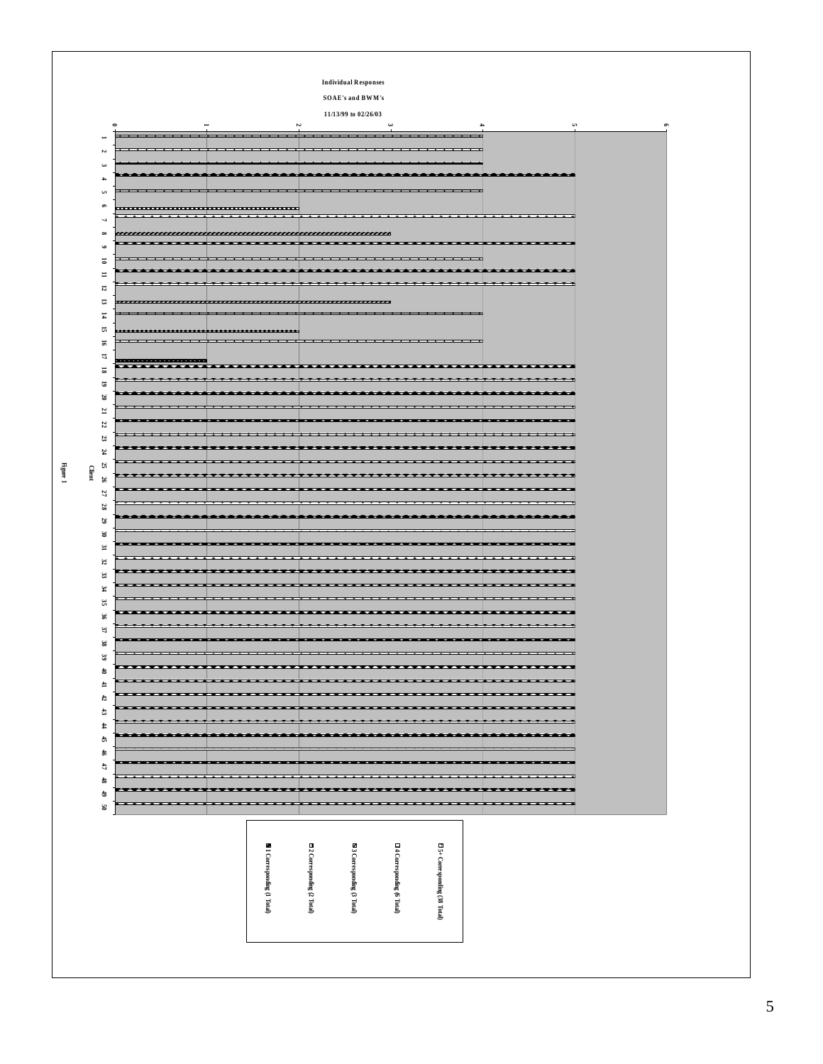**Individual Responses**

**SOAE's and BWM's**

**11/13/99 to 02/26/03**

| Client | Value |
|---|---|
| 1 | 4 |
| 2 | 4 |
| 3 | 4 |
| 4 | 5 |
| 5 | 4 |
| 6 | 2 |
| 7 | 5 |
| 8 | 3 |
| 9 | 5 |
| 10 | 4 |
| 11 | 5 |
| 12 | 5 |
| 13 | 3 |
| 14 | 4 |
| 15 | 2 |
| 16 | 4 |
| 17 | 1 |
| 18 | 5 |
| 19 | 5 |
| 20 | 5 |
| 21 | 5 |
| 22 | 5 |
| 23 | 5 |
| 24 | 5 |
| 25 | 5 |
| 26 | 5 |
| 27 | 5 |
| 28 | 5 |
| 29 | 5 |
| 30 | 5 |
| 31 | 5 |
| 32 | 5 |
| 33 | 5 |
| 34 | 5 |
| 35 | 5 |
| 36 | 5 |
| 37 | 5 |
| 38 | 5 |
| 39 | 5 |
| 40 | 5 |
| 41 | 5 |
| 42 | 5 |
| 43 | 5 |
| 44 | 5 |
| 45 | 5 |
| 46 | 5 |
| 47 | 5 |
| 48 | 5 |
| 49 | 5 |
| 50 | 5 |

Legend:
- 1 Corresponding (1 Total)
- 2 Corresponding (2 Total)
- 3 Corresponding (3 Total)
- 4 Corresponding (6 Total)
- 5+ Corresponding (38 Total)

**Figure 1**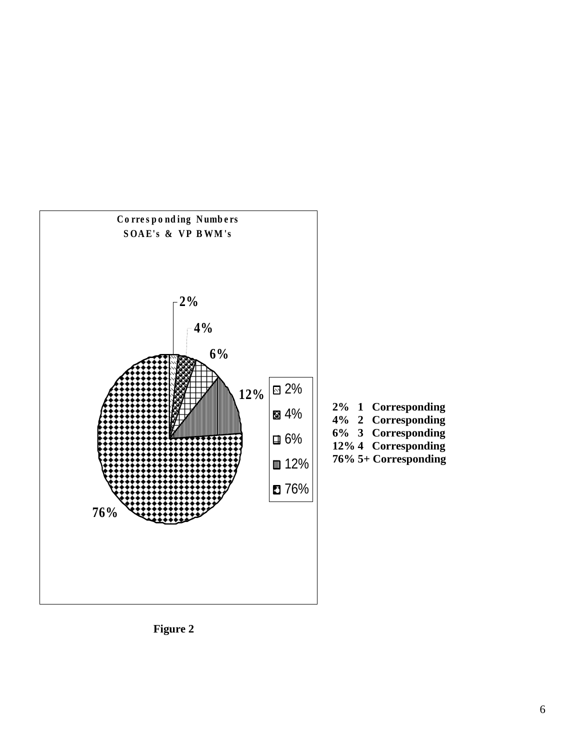Corresponding Numbers
SOAE's & VP BWM's

2%
4%
6%
12%
76%

2%
4%
6%
12%
76%

2% 1 Corresponding
4% 2 Corresponding
6% 3 Corresponding
12% 4 Corresponding
76% 5+ Corresponding

**Figure 2**